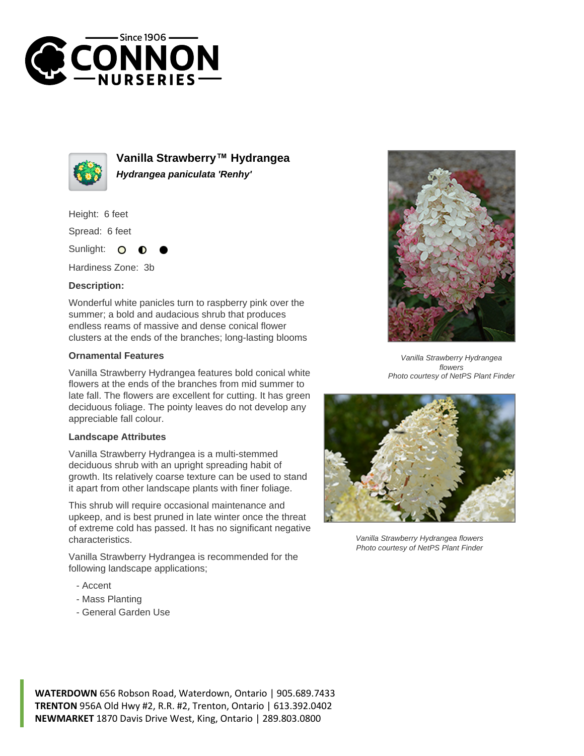# Vanilla Strawberry™ Hydrangea

***Hydrangea paniculata 'Renhy'***

Height: 6 feet

Spread: 6 feet

Sunlight:

Hardiness Zone: 3b

### Description:

Wonderful white panicles turn to raspberry pink over the summer; a bold and audacious shrub that produces endless reams of massive and dense conical flower clusters at the ends of the branches; long-lasting blooms

### Ornamental Features

Vanilla Strawberry Hydrangea features bold conical white flowers at the ends of the branches from mid summer to late fall. The flowers are excellent for cutting. It has green deciduous foliage. The pointy leaves do not develop any appreciable fall colour.

### Landscape Attributes

Vanilla Strawberry Hydrangea is a multi-stemmed deciduous shrub with an upright spreading habit of growth. Its relatively coarse texture can be used to stand it apart from other landscape plants with finer foliage.

This shrub will require occasional maintenance and upkeep, and is best pruned in late winter once the threat of extreme cold has passed. It has no significant negative characteristics.

Vanilla Strawberry Hydrangea is recommended for the following landscape applications;

- Accent
- Mass Planting
- General Garden Use

*Vanilla Strawberry Hydrangea flowers*
*Photo courtesy of NetPS Plant Finder*

*Vanilla Strawberry Hydrangea flowers*
*Photo courtesy of NetPS Plant Finder*

**WATERDOWN** 656 Robson Road, Waterdown, Ontario | 905.689.7433
**TRENTON** 956A Old Hwy #2, R.R. #2, Trenton, Ontario | 613.392.0402
**NEWMARKET** 1870 Davis Drive West, King, Ontario | 289.803.0800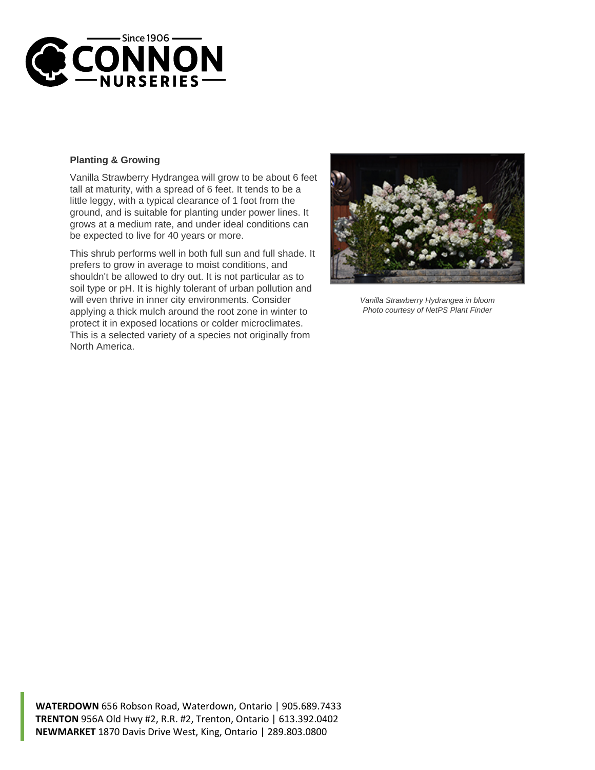### Planting & Growing

Vanilla Strawberry Hydrangea will grow to be about 6 feet tall at maturity, with a spread of 6 feet. It tends to be a little leggy, with a typical clearance of 1 foot from the ground, and is suitable for planting under power lines. It grows at a medium rate, and under ideal conditions can be expected to live for 40 years or more.

This shrub performs well in both full sun and full shade. It prefers to grow in average to moist conditions, and shouldn't be allowed to dry out. It is not particular as to soil type or pH. It is highly tolerant of urban pollution and will even thrive in inner city environments. Consider applying a thick mulch around the root zone in winter to protect it in exposed locations or colder microclimates. This is a selected variety of a species not originally from North America.

*Vanilla Strawberry Hydrangea in bloom*
*Photo courtesy of NetPS Plant Finder*

**WATERDOWN** 656 Robson Road, Waterdown, Ontario | 905.689.7433
**TRENTON** 956A Old Hwy #2, R.R. #2, Trenton, Ontario | 613.392.0402
**NEWMARKET** 1870 Davis Drive West, King, Ontario | 289.803.0800